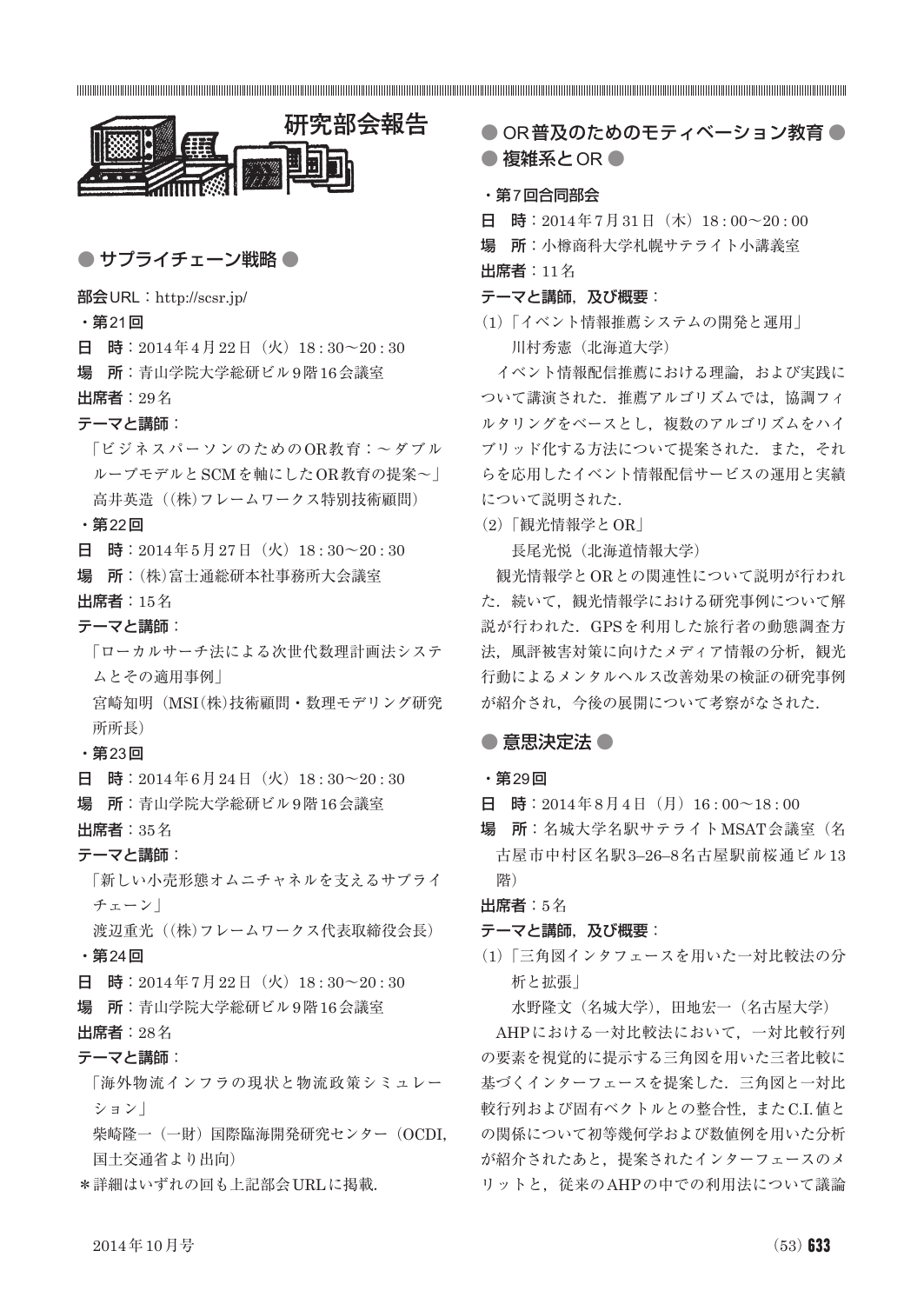# 研究部会報告

## ● サプライチェーン戦略 ●

**部会URL**：http://scsr.jp/

**・第21回**

**日　時**：2014年4月22日（火）18：30～20：30

**場　所**：青山学院大学総研ビル9階16会議室

**出席者**：29名

**テーマと講師**：

「ビジネスパーソンのためのOR教育：～ダブルループモデルとSCMを軸にしたOR教育の提案～」

高井英造（(株)フレームワークス特別技術顧問）

**・第22回**

**日　時**：2014年5月27日（火）18：30～20：30

**場　所**：(株)富士通総研本社事務所大会議室

**出席者**：15名

**テーマと講師**：

「ローカルサーチ法による次世代数理計画法システムとその適用事例」

宮崎知明（MSI(株)技術顧問・数理モデリング研究所所長）

**・第23回**

**日　時**：2014年6月24日（火）18：30～20：30

**場　所**：青山学院大学総研ビル9階16会議室

**出席者**：35名

**テーマと講師**：

「新しい小売形態オムニチャネルを支えるサプライチェーン」

渡辺重光（(株)フレームワークス代表取締役会長）

**・第24回**

**日　時**：2014年7月22日（火）18：30～20：30

**場　所**：青山学院大学総研ビル9階16会議室

**出席者**：28名

**テーマと講師**：

「海外物流インフラの現状と物流政策シミュレーション」

柴崎隆一（一財）国際臨海開発研究センター（OCDI，国土交通省より出向）

＊詳細はいずれの回も上記部会URLに掲載．

## ● OR普及のためのモティベーション教育 ●
## ● 複雑系とOR ●

**・第7回合同部会**

**日　時**：2014年7月31日（木）18：00～20：00

**場　所**：小樽商科大学札幌サテライト小講義室

**出席者**：11名

**テーマと講師，及び概要**：

(1)「イベント情報推薦システムの開発と運用」

川村秀憲（北海道大学）

イベント情報配信推薦における理論，および実践について講演された．推薦アルゴリズムでは，協調フィルタリングをベースとし，複数のアルゴリズムをハイブリッド化する方法について提案された．また，それらを応用したイベント情報配信サービスの運用と実績について説明された．

(2)「観光情報学とOR」

長尾光悦（北海道情報大学）

観光情報学とORとの関連性について説明が行われた．続いて，観光情報学における研究事例について解説が行われた．GPSを利用した旅行者の動態調査方法，風評被害対策に向けたメディア情報の分析，観光行動によるメンタルヘルス改善効果の検証の研究事例が紹介され，今後の展開について考察がなされた．

## ● 意思決定法 ●

**・第29回**

**日　時**：2014年8月4日（月）16：00～18：00

**場　所**：名城大学名駅サテライトMSAT会議室（名古屋市中村区名駅3–26–8名古屋駅前桜通ビル13階）

**出席者**：5名

**テーマと講師，及び概要**：

(1)「三角図インタフェースを用いた一対比較法の分析と拡張」

水野隆文（名城大学），田地宏一（名古屋大学）

AHPにおける一対比較法において，一対比較行列の要素を視覚的に提示する三角図を用いた三者比較に基づくインターフェースを提案した．三角図と一対比較行列および固有ベクトルとの整合性，またC.I.値との関係について初等幾何学および数値例を用いた分析が紹介されたあと，提案されたインターフェースのメリットと，従来のAHPの中での利用法について議論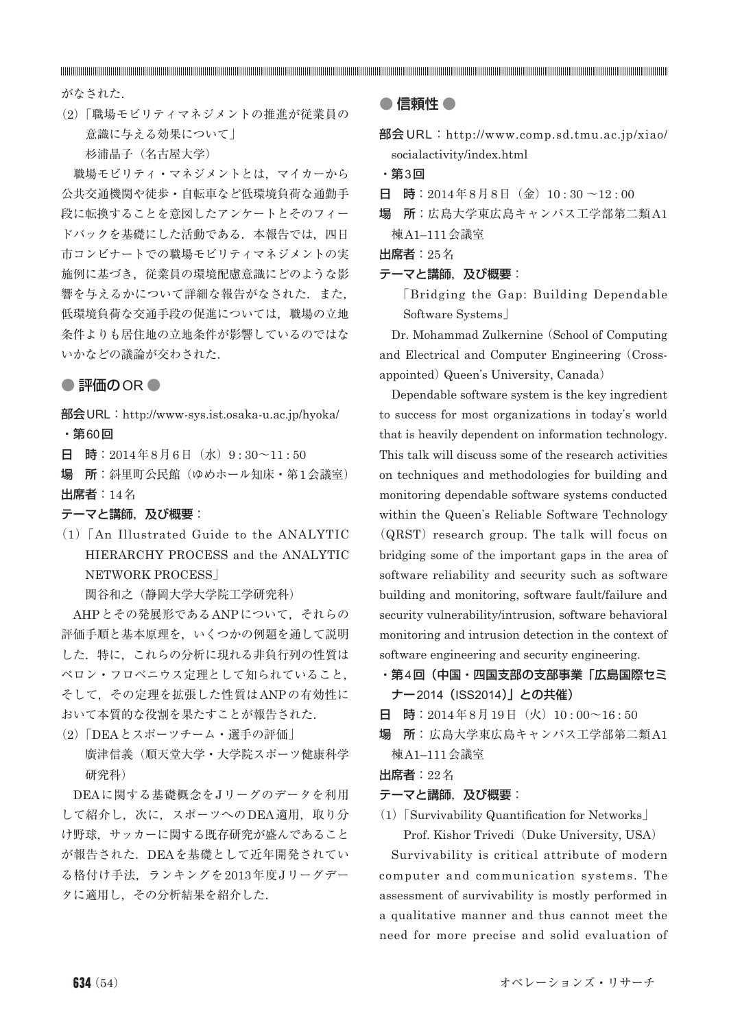がなされた．

(2)「職場モビリティマネジメントの推進が従業員の意識に与える効果について」

杉浦晶子（名古屋大学）

職場モビリティ・マネジメントとは，マイカーから公共交通機関や徒歩・自転車など低環境負荷な通勤手段に転換することを意図したアンケートとそのフィードバックを基礎にした活動である．本報告では，四日市コンビナートでの職場モビリティマネジメントの実施例に基づき，従業員の環境配慮意識にどのような影響を与えるかについて詳細な報告がなされた．また，低環境負荷な交通手段の促進については，職場の立地条件よりも居住地の立地条件が影響しているのではないかなどの議論が交わされた．

## ● 評価のOR ●

**部会URL**：http://www-sys.ist.osaka-u.ac.jp/hyoka/

**・第60回**

**日　時**：2014年8月6日（水）9：30～11：50

**場　所**：斜里町公民館（ゆめホール知床・第1会議室）

**出席者**：14名

**テーマと講師，及び概要**：

(1)「An Illustrated Guide to the ANALYTIC HIERARCHY PROCESS and the ANALYTIC NETWORK PROCESS」

関谷和之（静岡大学大学院工学研究科）

AHPとその発展形であるANPについて，それらの評価手順と基本原理を，いくつかの例題を通して説明した．特に，これらの分析に現れる非負行列の性質はペロン・フロベニウス定理として知られていること，そして，その定理を拡張した性質はANPの有効性において本質的な役割を果たすことが報告された．

(2)「DEAとスポーツチーム・選手の評価」

廣津信義（順天堂大学・大学院スポーツ健康科学研究科）

DEAに関する基礎概念をJリーグのデータを利用して紹介し，次に，スポーツへのDEA適用，取り分け野球，サッカーに関する既存研究が盛んであることが報告された．DEAを基礎として近年開発されている格付け手法，ランキングを2013年度Jリーグデータに適用し，その分析結果を紹介した．

## ● 信頼性 ●

**部会URL**：http://www.comp.sd.tmu.ac.jp/xiao/socialactivity/index.html

**・第3回**

**日　時**：2014年8月8日（金）10：30～12：00

**場　所**：広島大学東広島キャンパス工学部第二類A1棟A1–111会議室

**出席者**：25名

**テーマと講師，及び概要**：

「Bridging the Gap: Building Dependable Software Systems」

Dr. Mohammad Zulkernine（School of Computing and Electrical and Computer Engineering（Cross-appointed）Queen's University, Canada）

Dependable software system is the key ingredient to success for most organizations in today's world that is heavily dependent on information technology. This talk will discuss some of the research activities on techniques and methodologies for building and monitoring dependable software systems conducted within the Queen's Reliable Software Technology（QRST）research group. The talk will focus on bridging some of the important gaps in the area of software reliability and security such as software building and monitoring, software fault/failure and security vulnerability/intrusion, software behavioral monitoring and intrusion detection in the context of software engineering and security engineering.

**・第4回（中国・四国支部の支部事業「広島国際セミナー2014（ISS2014）」との共催）**

**日　時**：2014年8月19日（火）10：00～16：50

**場　所**：広島大学東広島キャンパス工学部第二類A1棟A1–111会議室

**出席者**：22名

**テーマと講師，及び概要**：

(1)「Survivability Quantification for Networks」

Prof. Kishor Trivedi（Duke University, USA）

Survivability is critical attribute of modern computer and communication systems. The assessment of survivability is mostly performed in a qualitative manner and thus cannot meet the need for more precise and solid evaluation of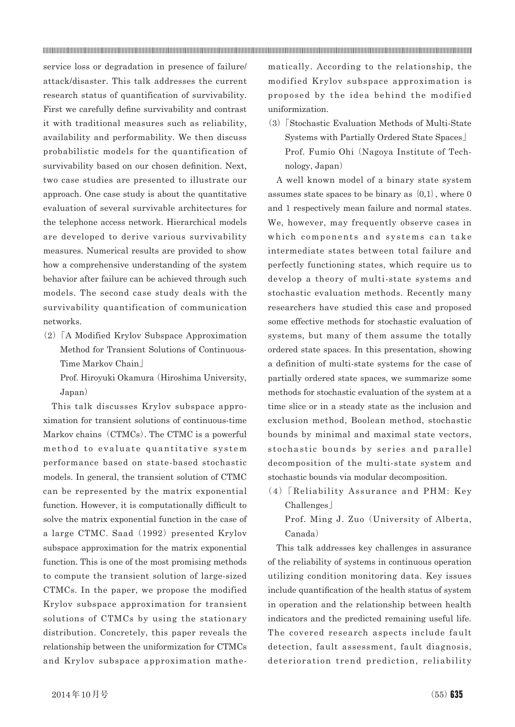service loss or degradation in presence of failure/attack/disaster. This talk addresses the current research status of quantification of survivability. First we carefully define survivability and contrast it with traditional measures such as reliability, availability and performability. We then discuss probabilistic models for the quantification of survivability based on our chosen definition. Next, two case studies are presented to illustrate our approach. One case study is about the quantitative evaluation of several survivable architectures for the telephone access network. Hierarchical models are developed to derive various survivability measures. Numerical results are provided to show how a comprehensive understanding of the system behavior after failure can be achieved through such models. The second case study deals with the survivability quantification of communication networks.

(2)「A Modified Krylov Subspace Approximation Method for Transient Solutions of Continuous-Time Markov Chain」
Prof. Hiroyuki Okamura (Hiroshima University, Japan)

This talk discusses Krylov subspace approximation for transient solutions of continuous-time Markov chains (CTMCs). The CTMC is a powerful method to evaluate quantitative system performance based on state-based stochastic models. In general, the transient solution of CTMC can be represented by the matrix exponential function. However, it is computationally difficult to solve the matrix exponential function in the case of a large CTMC. Saad (1992) presented Krylov subspace approximation for the matrix exponential function. This is one of the most promising methods to compute the transient solution of large-sized CTMCs. In the paper, we propose the modified Krylov subspace approximation for transient solutions of CTMCs by using the stationary distribution. Concretely, this paper reveals the relationship between the uniformization for CTMCs and Krylov subspace approximation mathematically. According to the relationship, the modified Krylov subspace approximation is proposed by the idea behind the modified uniformization.

(3)「Stochastic Evaluation Methods of Multi-State Systems with Partially Ordered State Spaces」
Prof. Fumio Ohi (Nagoya Institute of Technology, Japan)

A well known model of a binary state system assumes state spaces to be binary as $\{0,1\}$, where 0 and 1 respectively mean failure and normal states. We, however, may frequently observe cases in which components and systems can take intermediate states between total failure and perfectly functioning states, which require us to develop a theory of multi-state systems and stochastic evaluation methods. Recently many researchers have studied this case and proposed some effective methods for stochastic evaluation of systems, but many of them assume the totally ordered state spaces. In this presentation, showing a definition of multi-state systems for the case of partially ordered state spaces, we summarize some methods for stochastic evaluation of the system at a time slice or in a steady state as the inclusion and exclusion method, Boolean method, stochastic bounds by minimal and maximal state vectors, stochastic bounds by series and parallel decomposition of the multi-state system and stochastic bounds via modular decomposition.

(4)「Reliability Assurance and PHM: Key Challenges」
Prof. Ming J. Zuo (University of Alberta, Canada)

This talk addresses key challenges in assurance of the reliability of systems in continuous operation utilizing condition monitoring data. Key issues include quantification of the health status of system in operation and the relationship between health indicators and the predicted remaining useful life. The covered research aspects include fault detection, fault assessment, fault diagnosis, deterioration trend prediction, reliability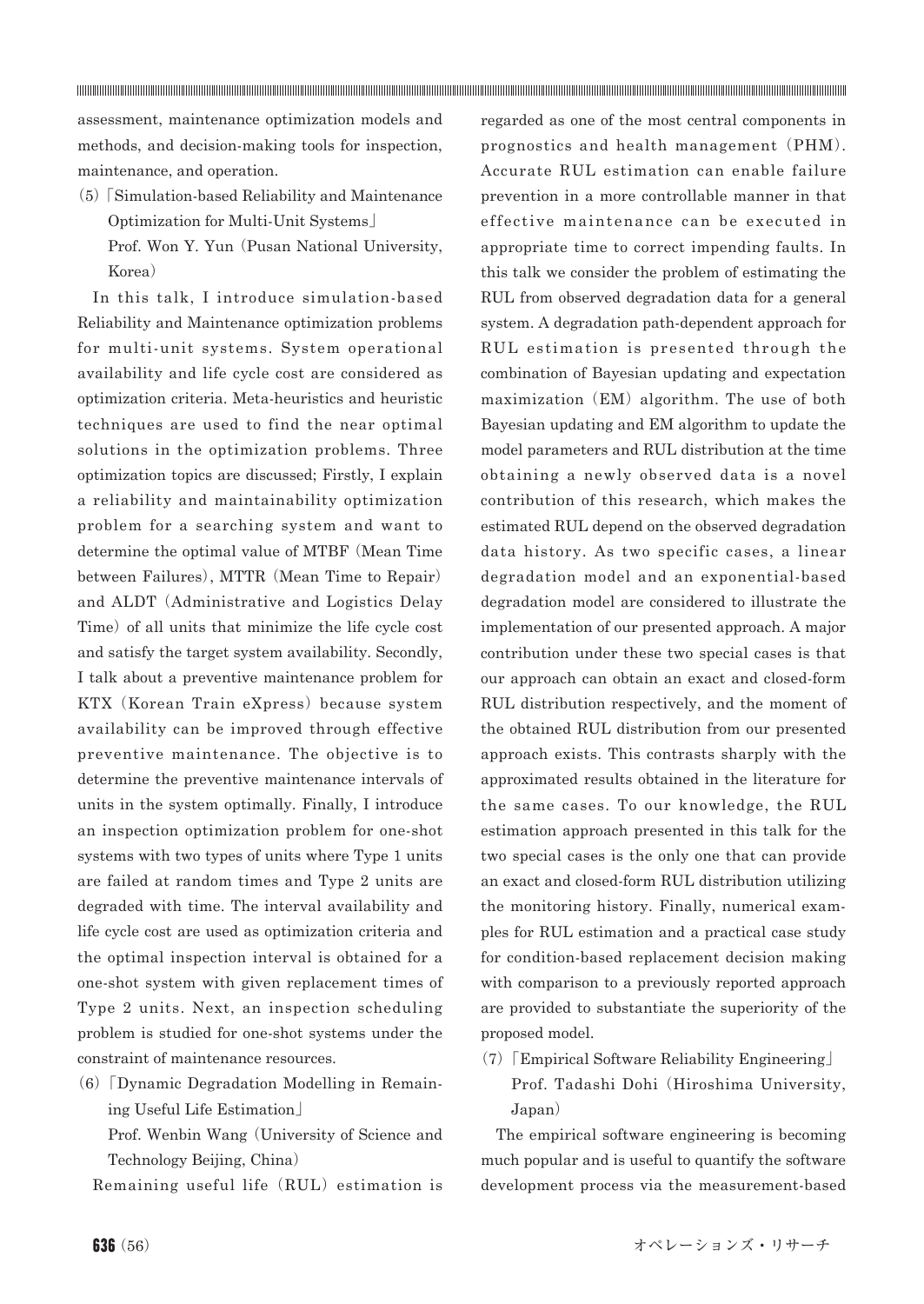assessment, maintenance optimization models and methods, and decision-making tools for inspection, maintenance, and operation.

(5)「Simulation-based Reliability and Maintenance Optimization for Multi-Unit Systems」
Prof. Won Y. Yun (Pusan National University, Korea)

In this talk, I introduce simulation-based Reliability and Maintenance optimization problems for multi-unit systems. System operational availability and life cycle cost are considered as optimization criteria. Meta-heuristics and heuristic techniques are used to find the near optimal solutions in the optimization problems. Three optimization topics are discussed; Firstly, I explain a reliability and maintainability optimization problem for a searching system and want to determine the optimal value of MTBF (Mean Time between Failures), MTTR (Mean Time to Repair) and ALDT (Administrative and Logistics Delay Time) of all units that minimize the life cycle cost and satisfy the target system availability. Secondly, I talk about a preventive maintenance problem for KTX (Korean Train eXpress) because system availability can be improved through effective preventive maintenance. The objective is to determine the preventive maintenance intervals of units in the system optimally. Finally, I introduce an inspection optimization problem for one-shot systems with two types of units where Type 1 units are failed at random times and Type 2 units are degraded with time. The interval availability and life cycle cost are used as optimization criteria and the optimal inspection interval is obtained for a one-shot system with given replacement times of Type 2 units. Next, an inspection scheduling problem is studied for one-shot systems under the constraint of maintenance resources.

(6)「Dynamic Degradation Modelling in Remaining Useful Life Estimation」
Prof. Wenbin Wang (University of Science and Technology Beijing, China)

Remaining useful life (RUL) estimation is regarded as one of the most central components in prognostics and health management (PHM). Accurate RUL estimation can enable failure prevention in a more controllable manner in that effective maintenance can be executed in appropriate time to correct impending faults. In this talk we consider the problem of estimating the RUL from observed degradation data for a general system. A degradation path-dependent approach for RUL estimation is presented through the combination of Bayesian updating and expectation maximization (EM) algorithm. The use of both Bayesian updating and EM algorithm to update the model parameters and RUL distribution at the time obtaining a newly observed data is a novel contribution of this research, which makes the estimated RUL depend on the observed degradation data history. As two specific cases, a linear degradation model and an exponential-based degradation model are considered to illustrate the implementation of our presented approach. A major contribution under these two special cases is that our approach can obtain an exact and closed-form RUL distribution respectively, and the moment of the obtained RUL distribution from our presented approach exists. This contrasts sharply with the approximated results obtained in the literature for the same cases. To our knowledge, the RUL estimation approach presented in this talk for the two special cases is the only one that can provide an exact and closed-form RUL distribution utilizing the monitoring history. Finally, numerical examples for RUL estimation and a practical case study for condition-based replacement decision making with comparison to a previously reported approach are provided to substantiate the superiority of the proposed model.

(7)「Empirical Software Reliability Engineering」
Prof. Tadashi Dohi (Hiroshima University, Japan)

The empirical software engineering is becoming much popular and is useful to quantify the software development process via the measurement-based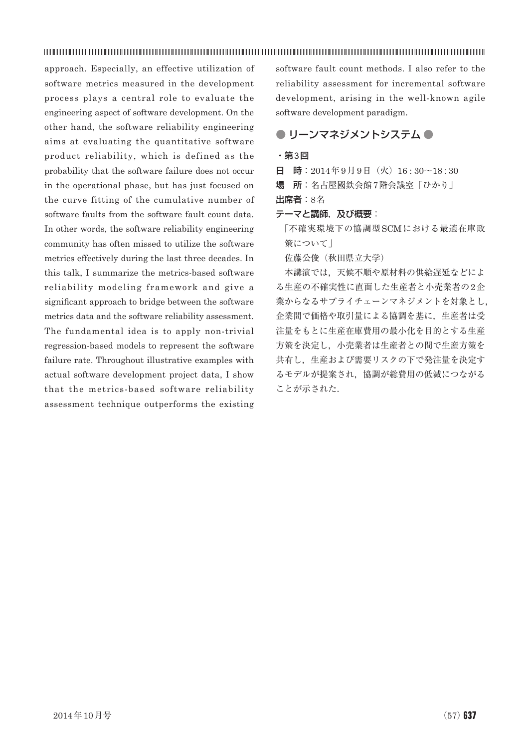approach. Especially, an effective utilization of software metrics measured in the development process plays a central role to evaluate the engineering aspect of software development. On the other hand, the software reliability engineering aims at evaluating the quantitative software product reliability, which is defined as the probability that the software failure does not occur in the operational phase, but has just focused on the curve fitting of the cumulative number of software faults from the software fault count data. In other words, the software reliability engineering community has often missed to utilize the software metrics effectively during the last three decades. In this talk, I summarize the metrics-based software reliability modeling framework and give a significant approach to bridge between the software metrics data and the software reliability assessment. The fundamental idea is to apply non-trivial regression-based models to represent the software failure rate. Throughout illustrative examples with actual software development project data, I show that the metrics-based software reliability assessment technique outperforms the existing software fault count methods. I also refer to the reliability assessment for incremental software development, arising in the well-known agile software development paradigm.

## ● リーンマネジメントシステム ●

**・第3回**

**日　時**：2014年9月9日（火）16：30～18：30

**場　所**：名古屋國鉄会館7階会議室「ひかり」

**出席者**：8名

**テーマと講師，及び概要**：

「不確実環境下の協調型SCMにおける最適在庫政策について」

佐藤公俊（秋田県立大学）

本講演では，天候不順や原材料の供給遅延などによる生産の不確実性に直面した生産者と小売業者の2企業からなるサプライチェーンマネジメントを対象とし，企業間で価格や取引量による協調を基に，生産者は受注量をもとに生産在庫費用の最小化を目的とする生産方策を決定し，小売業者は生産者との間で生産方策を共有し，生産および需要リスクの下で発注量を決定するモデルが提案され，協調が総費用の低減につながることが示された．